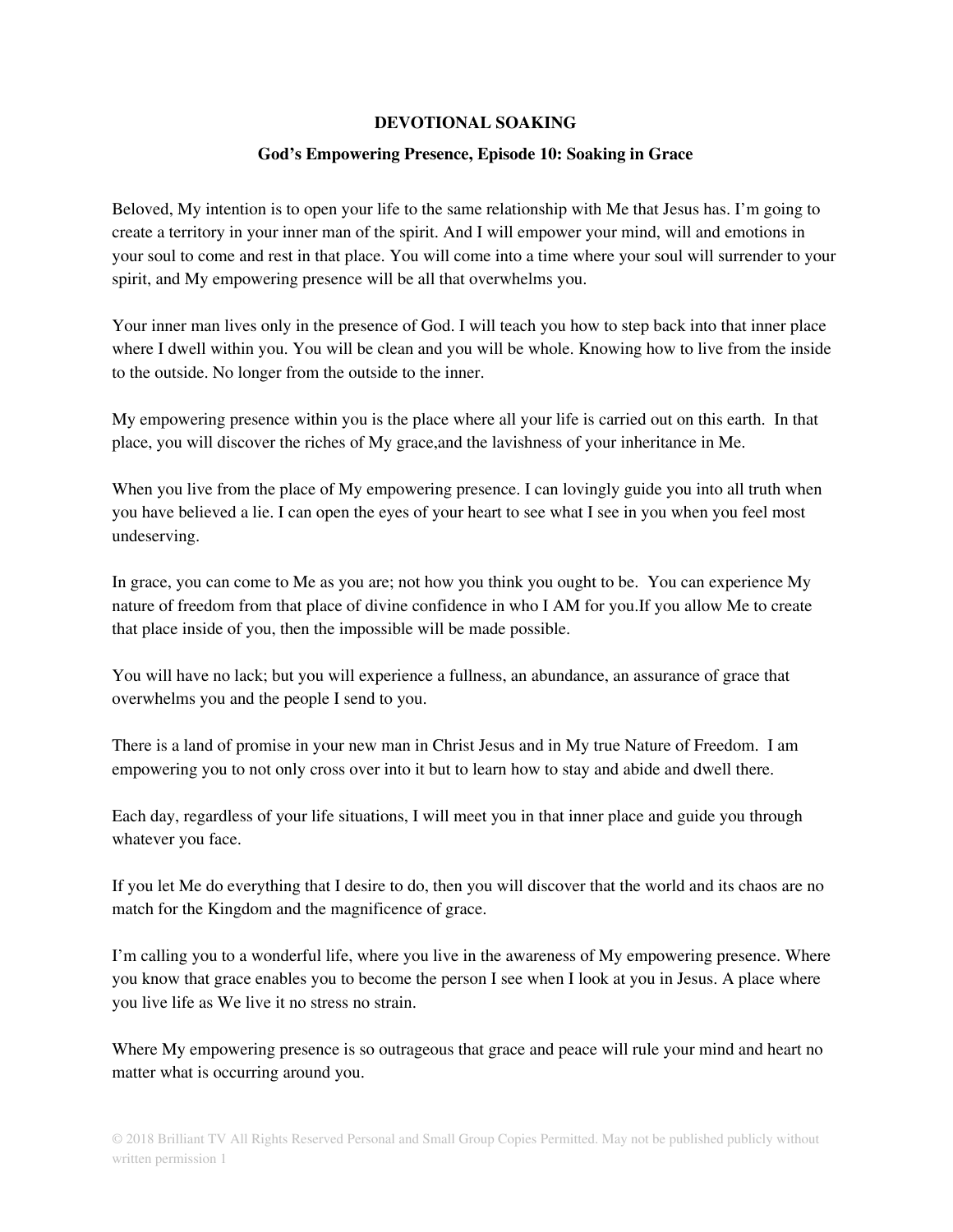**DEVOTIONAL SOAKING**

**God's Empowering Presence, Episode 10: Soaking in Grace**

Beloved, My intention is to open your life to the same relationship with Me that Jesus has. I'm going to create a territory in your inner man of the spirit. And I will empower your mind, will and emotions in your soul to come and rest in that place. You will come into a time where your soul will surrender to your spirit, and My empowering presence will be all that overwhelms you.

Your inner man lives only in the presence of God. I will teach you how to step back into that inner place where I dwell within you. You will be clean and you will be whole. Knowing how to live from the inside to the outside. No longer from the outside to the inner.

My empowering presence within you is the place where all your life is carried out on this earth. In that place, you will discover the riches of My grace,and the lavishness of your inheritance in Me.

When you live from the place of My empowering presence. I can lovingly guide you into all truth when you have believed a lie. I can open the eyes of your heart to see what I see in you when you feel most undeserving.

In grace, you can come to Me as you are; not how you think you ought to be. You can experience My nature of freedom from that place of divine confidence in who I AM for you.If you allow Me to create that place inside of you, then the impossible will be made possible.

You will have no lack; but you will experience a fullness, an abundance, an assurance of grace that overwhelms you and the people I send to you.

There is a land of promise in your new man in Christ Jesus and in My true Nature of Freedom. I am empowering you to not only cross over into it but to learn how to stay and abide and dwell there.

Each day, regardless of your life situations, I will meet you in that inner place and guide you through whatever you face.

If you let Me do everything that I desire to do, then you will discover that the world and its chaos are no match for the Kingdom and the magnificence of grace.

I'm calling you to a wonderful life, where you live in the awareness of My empowering presence. Where you know that grace enables you to become the person I see when I look at you in Jesus. A place where you live life as We live it no stress no strain.

Where My empowering presence is so outrageous that grace and peace will rule your mind and heart no matter what is occurring around you.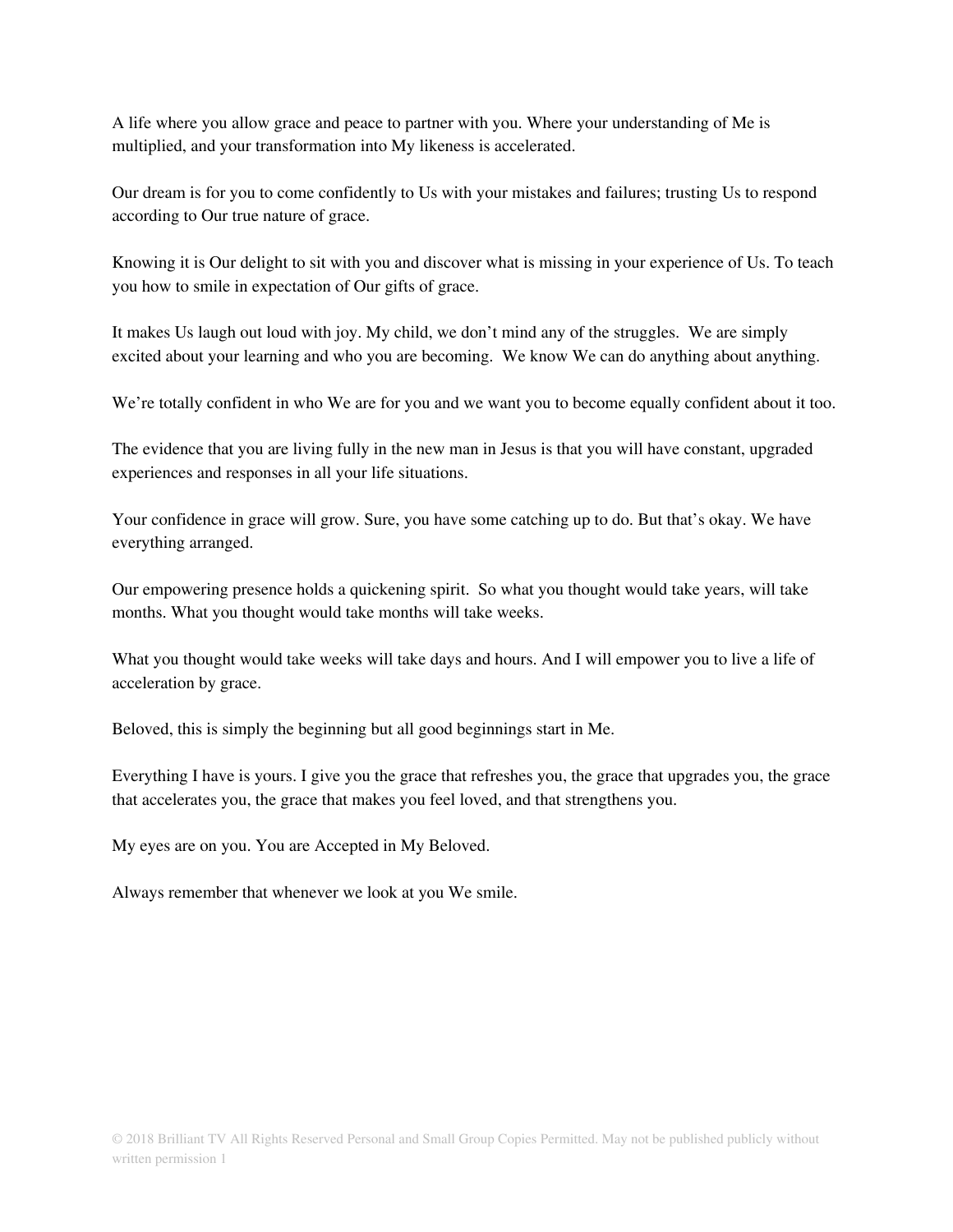A life where you allow grace and peace to partner with you. Where your understanding of Me is multiplied, and your transformation into My likeness is accelerated.

Our dream is for you to come confidently to Us with your mistakes and failures; trusting Us to respond according to Our true nature of grace.

Knowing it is Our delight to sit with you and discover what is missing in your experience of Us. To teach you how to smile in expectation of Our gifts of grace.

It makes Us laugh out loud with joy. My child, we don't mind any of the struggles. We are simply excited about your learning and who you are becoming. We know We can do anything about anything.

We're totally confident in who We are for you and we want you to become equally confident about it too.

The evidence that you are living fully in the new man in Jesus is that you will have constant, upgraded experiences and responses in all your life situations.

Your confidence in grace will grow. Sure, you have some catching up to do. But that's okay. We have everything arranged.

Our empowering presence holds a quickening spirit. So what you thought would take years, will take months. What you thought would take months will take weeks.

What you thought would take weeks will take days and hours. And I will empower you to live a life of acceleration by grace.

Beloved, this is simply the beginning but all good beginnings start in Me.

Everything I have is yours. I give you the grace that refreshes you, the grace that upgrades you, the grace that accelerates you, the grace that makes you feel loved, and that strengthens you.

My eyes are on you. You are Accepted in My Beloved.

Always remember that whenever we look at you We smile.

© 2018 Brilliant TV All Rights Reserved Personal and Small Group Copies Permitted. May not be published publicly without written permission